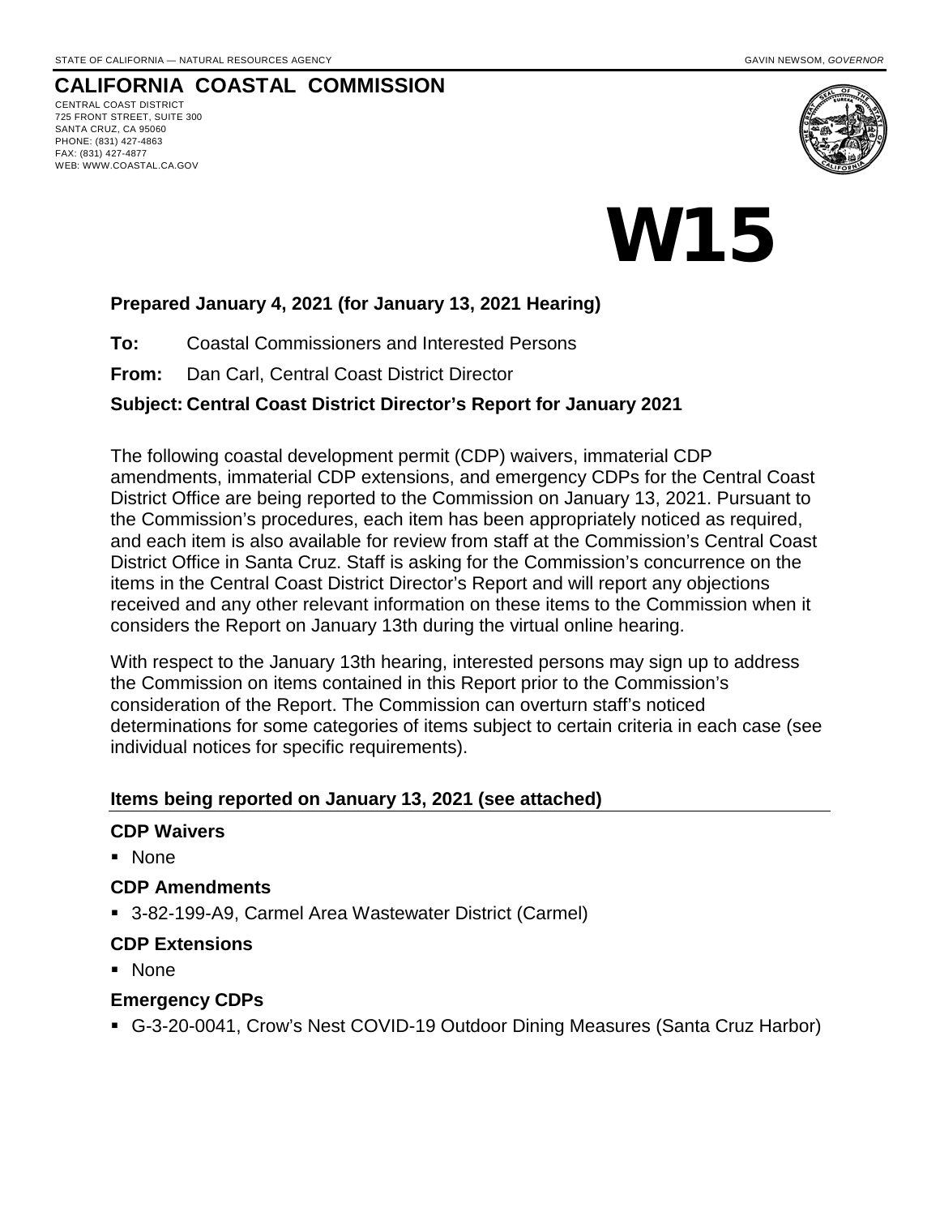STATE OF CALIFORNIA — NATURAL RESOURCES AGENCY

GAVIN NEWSOM, *GOVERNOR*

# CALIFORNIA COASTAL COMMISSION

CENTRAL COAST DISTRICT
725 FRONT STREET, SUITE 300
SANTA CRUZ, CA 95060
PHONE: (831) 427-4863
FAX: (831) 427-4877
WEB: WWW.COASTAL.CA.GOV

# W15

**Prepared January 4, 2021 (for January 13, 2021 Hearing)**

**To:** Coastal Commissioners and Interested Persons

**From:** Dan Carl, Central Coast District Director

**Subject: Central Coast District Director's Report for January 2021**

The following coastal development permit (CDP) waivers, immaterial CDP amendments, immaterial CDP extensions, and emergency CDPs for the Central Coast District Office are being reported to the Commission on January 13, 2021. Pursuant to the Commission's procedures, each item has been appropriately noticed as required, and each item is also available for review from staff at the Commission's Central Coast District Office in Santa Cruz. Staff is asking for the Commission's concurrence on the items in the Central Coast District Director's Report and will report any objections received and any other relevant information on these items to the Commission when it considers the Report on January 13th during the virtual online hearing.

With respect to the January 13th hearing, interested persons may sign up to address the Commission on items contained in this Report prior to the Commission's consideration of the Report. The Commission can overturn staff's noticed determinations for some categories of items subject to certain criteria in each case (see individual notices for specific requirements).

**Items being reported on January 13, 2021 (see attached)**

**CDP Waivers**

- None

**CDP Amendments**

- 3-82-199-A9, Carmel Area Wastewater District (Carmel)

**CDP Extensions**

- None

**Emergency CDPs**

- G-3-20-0041, Crow's Nest COVID-19 Outdoor Dining Measures (Santa Cruz Harbor)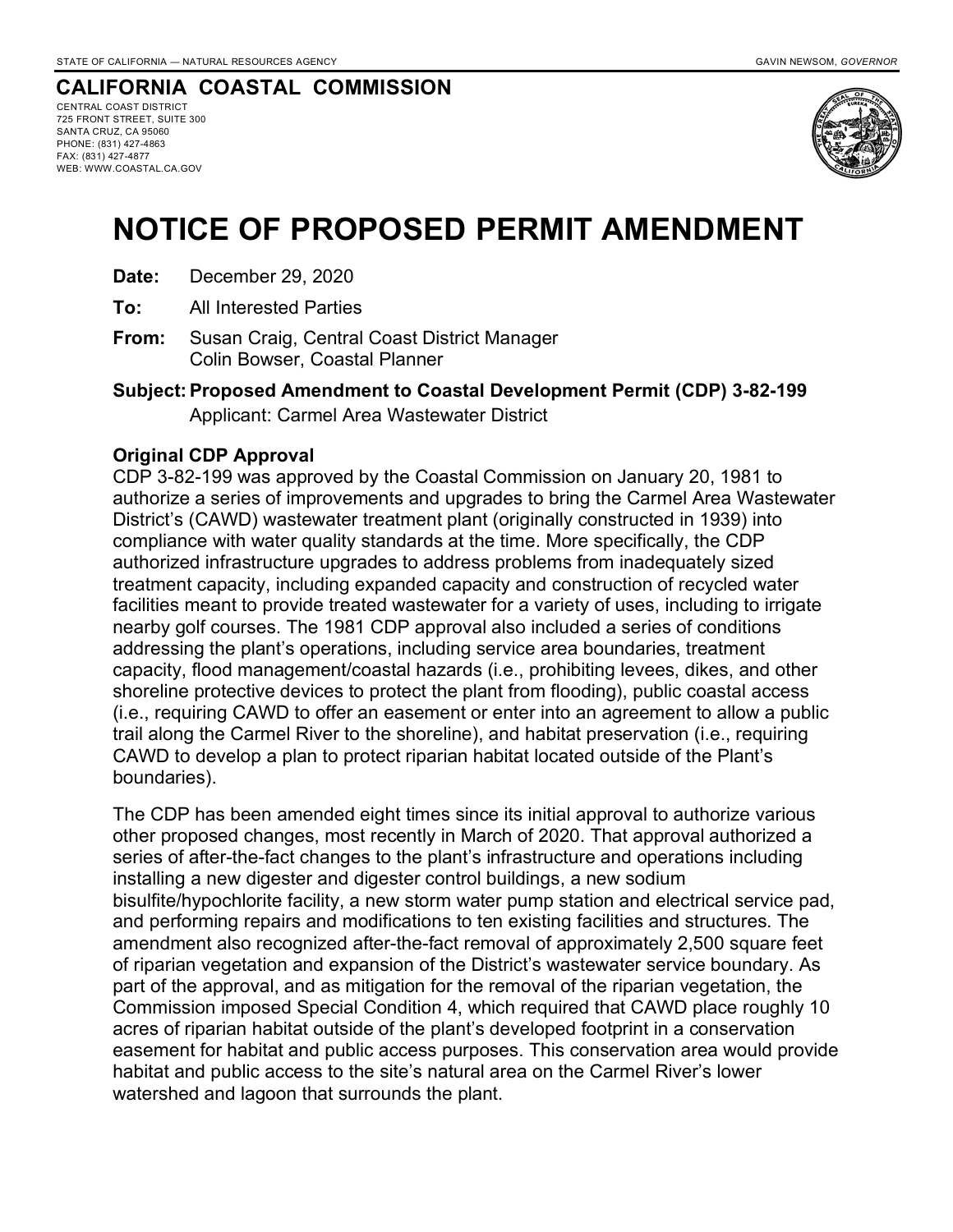STATE OF CALIFORNIA — NATURAL RESOURCES AGENCY GAVIN NEWSOM, *GOVERNOR*

## CALIFORNIA COASTAL COMMISSION

CENTRAL COAST DISTRICT
725 FRONT STREET, SUITE 300
SANTA CRUZ, CA 95060
PHONE: (831) 427-4863
FAX: (831) 427-4877
WEB: WWW.COASTAL.CA.GOV

# NOTICE OF PROPOSED PERMIT AMENDMENT

**Date:** December 29, 2020

**To:** All Interested Parties

**From:** Susan Craig, Central Coast District Manager
Colin Bowser, Coastal Planner

**Subject: Proposed Amendment to Coastal Development Permit (CDP) 3-82-199**
Applicant: Carmel Area Wastewater District

**Original CDP Approval**

CDP 3-82-199 was approved by the Coastal Commission on January 20, 1981 to authorize a series of improvements and upgrades to bring the Carmel Area Wastewater District's (CAWD) wastewater treatment plant (originally constructed in 1939) into compliance with water quality standards at the time. More specifically, the CDP authorized infrastructure upgrades to address problems from inadequately sized treatment capacity, including expanded capacity and construction of recycled water facilities meant to provide treated wastewater for a variety of uses, including to irrigate nearby golf courses. The 1981 CDP approval also included a series of conditions addressing the plant's operations, including service area boundaries, treatment capacity, flood management/coastal hazards (i.e., prohibiting levees, dikes, and other shoreline protective devices to protect the plant from flooding), public coastal access (i.e., requiring CAWD to offer an easement or enter into an agreement to allow a public trail along the Carmel River to the shoreline), and habitat preservation (i.e., requiring CAWD to develop a plan to protect riparian habitat located outside of the Plant's boundaries).

The CDP has been amended eight times since its initial approval to authorize various other proposed changes, most recently in March of 2020. That approval authorized a series of after-the-fact changes to the plant's infrastructure and operations including installing a new digester and digester control buildings, a new sodium bisulfite/hypochlorite facility, a new storm water pump station and electrical service pad, and performing repairs and modifications to ten existing facilities and structures. The amendment also recognized after-the-fact removal of approximately 2,500 square feet of riparian vegetation and expansion of the District's wastewater service boundary. As part of the approval, and as mitigation for the removal of the riparian vegetation, the Commission imposed Special Condition 4, which required that CAWD place roughly 10 acres of riparian habitat outside of the plant's developed footprint in a conservation easement for habitat and public access purposes. This conservation area would provide habitat and public access to the site's natural area on the Carmel River's lower watershed and lagoon that surrounds the plant.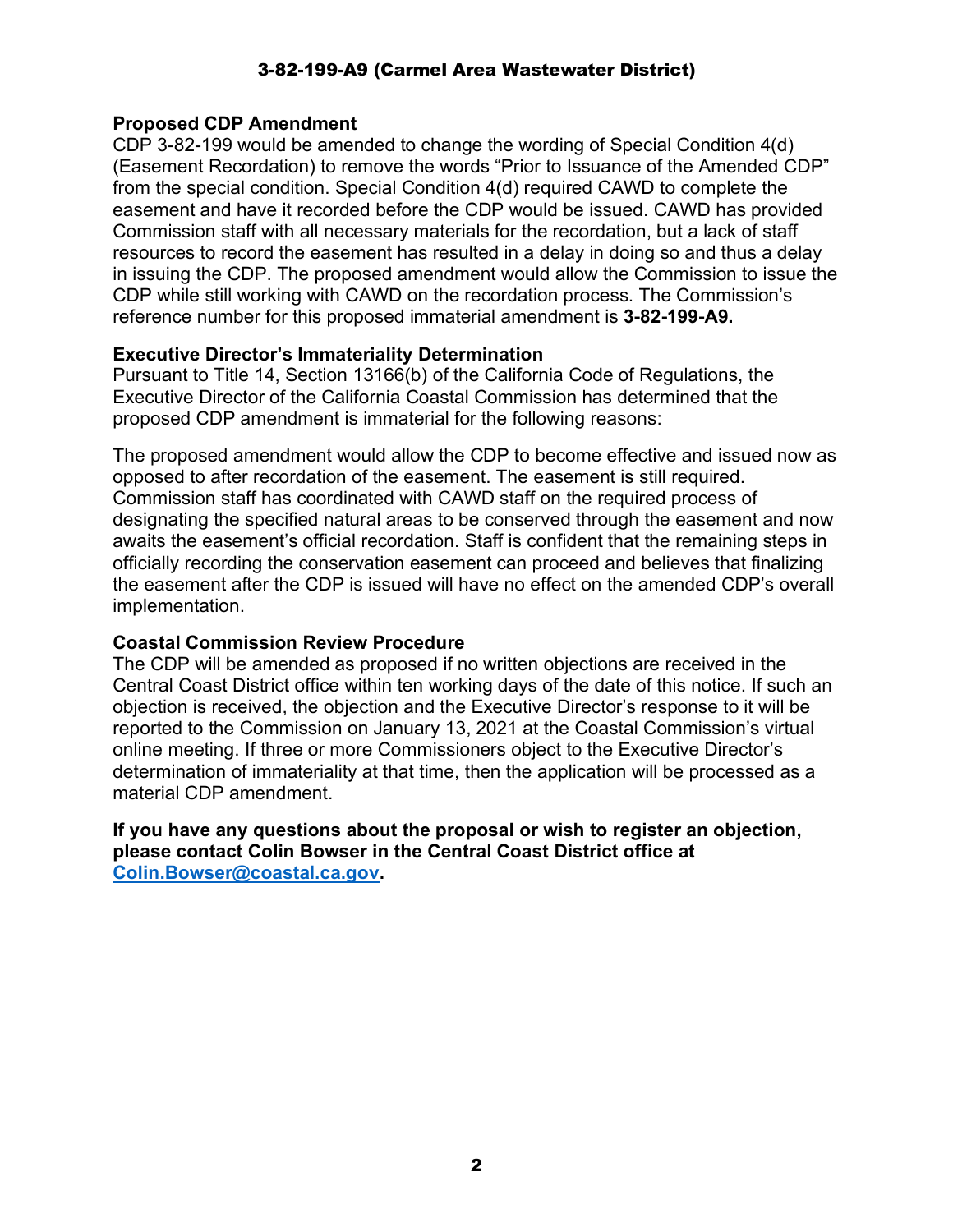### Proposed CDP Amendment

CDP 3-82-199 would be amended to change the wording of Special Condition 4(d) (Easement Recordation) to remove the words "Prior to Issuance of the Amended CDP" from the special condition. Special Condition 4(d) required CAWD to complete the easement and have it recorded before the CDP would be issued. CAWD has provided Commission staff with all necessary materials for the recordation, but a lack of staff resources to record the easement has resulted in a delay in doing so and thus a delay in issuing the CDP. The proposed amendment would allow the Commission to issue the CDP while still working with CAWD on the recordation process. The Commission's reference number for this proposed immaterial amendment is **3-82-199-A9.**

### Executive Director's Immateriality Determination

Pursuant to Title 14, Section 13166(b) of the California Code of Regulations, the Executive Director of the California Coastal Commission has determined that the proposed CDP amendment is immaterial for the following reasons:

The proposed amendment would allow the CDP to become effective and issued now as opposed to after recordation of the easement. The easement is still required. Commission staff has coordinated with CAWD staff on the required process of designating the specified natural areas to be conserved through the easement and now awaits the easement's official recordation. Staff is confident that the remaining steps in officially recording the conservation easement can proceed and believes that finalizing the easement after the CDP is issued will have no effect on the amended CDP's overall implementation.

### Coastal Commission Review Procedure

The CDP will be amended as proposed if no written objections are received in the Central Coast District office within ten working days of the date of this notice. If such an objection is received, the objection and the Executive Director's response to it will be reported to the Commission on January 13, 2021 at the Coastal Commission's virtual online meeting. If three or more Commissioners object to the Executive Director's determination of immateriality at that time, then the application will be processed as a material CDP amendment.

**If you have any questions about the proposal or wish to register an objection, please contact Colin Bowser in the Central Coast District office at [Colin.Bowser@coastal.ca.gov](mailto:Colin.Bowser@coastal.ca.gov).**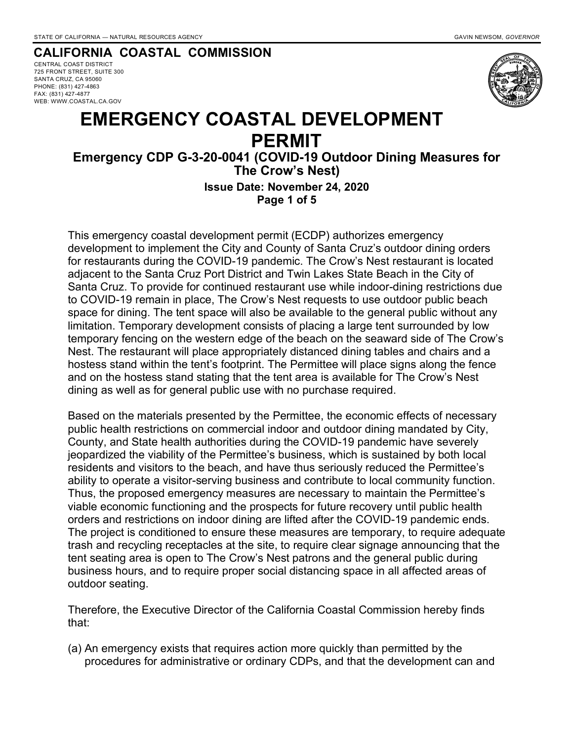STATE OF CALIFORNIA — NATURAL RESOURCES AGENCY GAVIN NEWSOM, *GOVERNOR*

## CALIFORNIA COASTAL COMMISSION

CENTRAL COAST DISTRICT
725 FRONT STREET, SUITE 300
SANTA CRUZ, CA 95060
PHONE: (831) 427-4863
FAX: (831) 427-4877
WEB: WWW.COASTAL.CA.GOV

# EMERGENCY COASTAL DEVELOPMENT PERMIT

### Emergency CDP G-3-20-0041 (COVID-19 Outdoor Dining Measures for The Crow's Nest)

**Issue Date: November 24, 2020**

This emergency coastal development permit (ECDP) authorizes emergency development to implement the City and County of Santa Cruz's outdoor dining orders for restaurants during the COVID-19 pandemic. The Crow's Nest restaurant is located adjacent to the Santa Cruz Port District and Twin Lakes State Beach in the City of Santa Cruz. To provide for continued restaurant use while indoor-dining restrictions due to COVID-19 remain in place, The Crow's Nest requests to use outdoor public beach space for dining. The tent space will also be available to the general public without any limitation. Temporary development consists of placing a large tent surrounded by low temporary fencing on the western edge of the beach on the seaward side of The Crow's Nest. The restaurant will place appropriately distanced dining tables and chairs and a hostess stand within the tent's footprint. The Permittee will place signs along the fence and on the hostess stand stating that the tent area is available for The Crow's Nest dining as well as for general public use with no purchase required.

Based on the materials presented by the Permittee, the economic effects of necessary public health restrictions on commercial indoor and outdoor dining mandated by City, County, and State health authorities during the COVID-19 pandemic have severely jeopardized the viability of the Permittee's business, which is sustained by both local residents and visitors to the beach, and have thus seriously reduced the Permittee's ability to operate a visitor-serving business and contribute to local community function. Thus, the proposed emergency measures are necessary to maintain the Permittee's viable economic functioning and the prospects for future recovery until public health orders and restrictions on indoor dining are lifted after the COVID-19 pandemic ends. The project is conditioned to ensure these measures are temporary, to require adequate trash and recycling receptacles at the site, to require clear signage announcing that the tent seating area is open to The Crow's Nest patrons and the general public during business hours, and to require proper social distancing space in all affected areas of outdoor seating.

Therefore, the Executive Director of the California Coastal Commission hereby finds that:

(a) An emergency exists that requires action more quickly than permitted by the procedures for administrative or ordinary CDPs, and that the development can and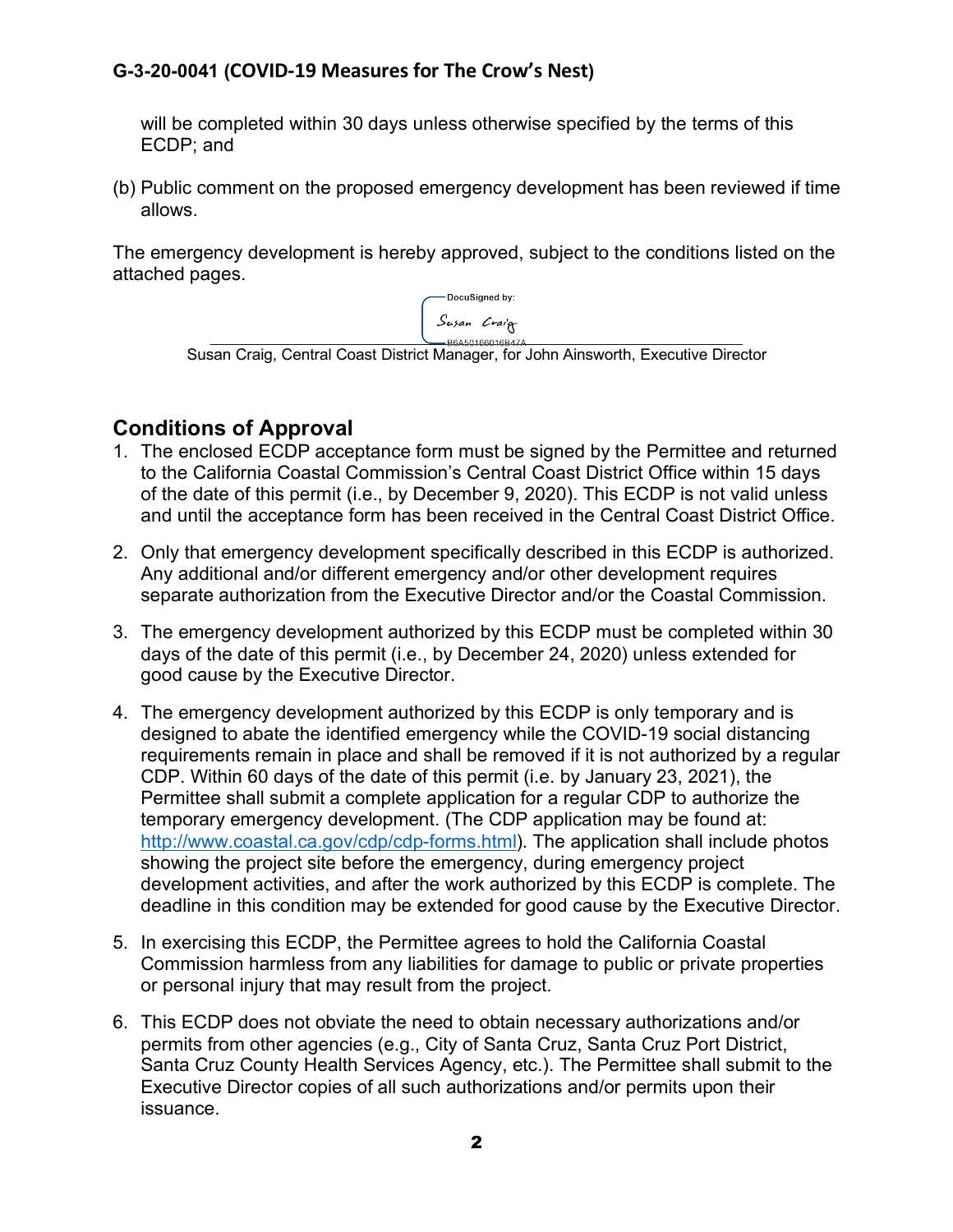will be completed within 30 days unless otherwise specified by the terms of this ECDP; and

(b) Public comment on the proposed emergency development has been reviewed if time allows.

The emergency development is hereby approved, subject to the conditions listed on the attached pages.

DocuSigned by:
Susan Craig
B6A50166016B47A

Susan Craig, Central Coast District Manager, for John Ainsworth, Executive Director

## Conditions of Approval

1. The enclosed ECDP acceptance form must be signed by the Permittee and returned to the California Coastal Commission's Central Coast District Office within 15 days of the date of this permit (i.e., by December 9, 2020). This ECDP is not valid unless and until the acceptance form has been received in the Central Coast District Office.

2. Only that emergency development specifically described in this ECDP is authorized. Any additional and/or different emergency and/or other development requires separate authorization from the Executive Director and/or the Coastal Commission.

3. The emergency development authorized by this ECDP must be completed within 30 days of the date of this permit (i.e., by December 24, 2020) unless extended for good cause by the Executive Director.

4. The emergency development authorized by this ECDP is only temporary and is designed to abate the identified emergency while the COVID-19 social distancing requirements remain in place and shall be removed if it is not authorized by a regular CDP. Within 60 days of the date of this permit (i.e. by January 23, 2021), the Permittee shall submit a complete application for a regular CDP to authorize the temporary emergency development. (The CDP application may be found at: http://www.coastal.ca.gov/cdp/cdp-forms.html). The application shall include photos showing the project site before the emergency, during emergency project development activities, and after the work authorized by this ECDP is complete. The deadline in this condition may be extended for good cause by the Executive Director.

5. In exercising this ECDP, the Permittee agrees to hold the California Coastal Commission harmless from any liabilities for damage to public or private properties or personal injury that may result from the project.

6. This ECDP does not obviate the need to obtain necessary authorizations and/or permits from other agencies (e.g., City of Santa Cruz, Santa Cruz Port District, Santa Cruz County Health Services Agency, etc.). The Permittee shall submit to the Executive Director copies of all such authorizations and/or permits upon their issuance.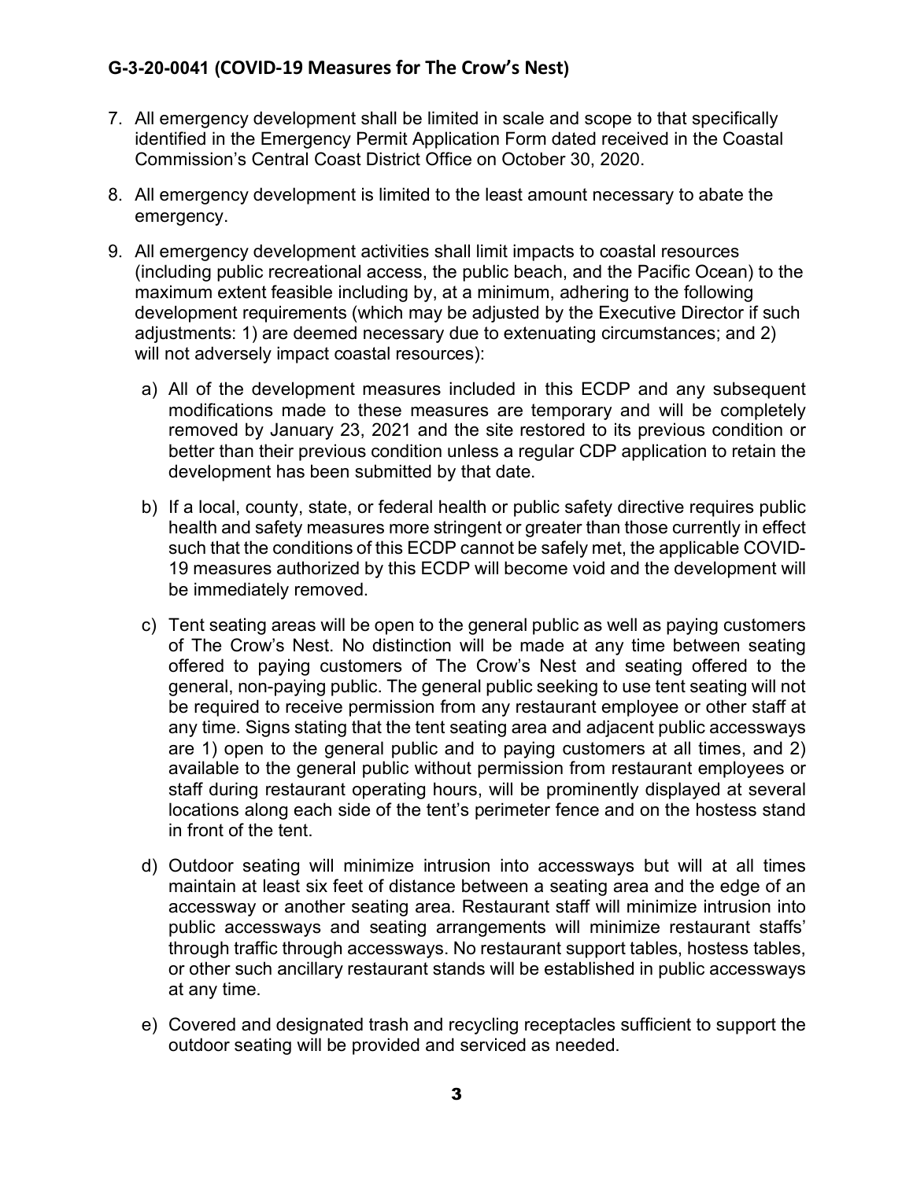7. All emergency development shall be limited in scale and scope to that specifically identified in the Emergency Permit Application Form dated received in the Coastal Commission's Central Coast District Office on October 30, 2020.

8. All emergency development is limited to the least amount necessary to abate the emergency.

9. All emergency development activities shall limit impacts to coastal resources (including public recreational access, the public beach, and the Pacific Ocean) to the maximum extent feasible including by, at a minimum, adhering to the following development requirements (which may be adjusted by the Executive Director if such adjustments: 1) are deemed necessary due to extenuating circumstances; and 2) will not adversely impact coastal resources):

   a) All of the development measures included in this ECDP and any subsequent modifications made to these measures are temporary and will be completely removed by January 23, 2021 and the site restored to its previous condition or better than their previous condition unless a regular CDP application to retain the development has been submitted by that date.

   b) If a local, county, state, or federal health or public safety directive requires public health and safety measures more stringent or greater than those currently in effect such that the conditions of this ECDP cannot be safely met, the applicable COVID-19 measures authorized by this ECDP will become void and the development will be immediately removed.

   c) Tent seating areas will be open to the general public as well as paying customers of The Crow's Nest. No distinction will be made at any time between seating offered to paying customers of The Crow's Nest and seating offered to the general, non-paying public. The general public seeking to use tent seating will not be required to receive permission from any restaurant employee or other staff at any time. Signs stating that the tent seating area and adjacent public accessways are 1) open to the general public and to paying customers at all times, and 2) available to the general public without permission from restaurant employees or staff during restaurant operating hours, will be prominently displayed at several locations along each side of the tent's perimeter fence and on the hostess stand in front of the tent.

   d) Outdoor seating will minimize intrusion into accessways but will at all times maintain at least six feet of distance between a seating area and the edge of an accessway or another seating area. Restaurant staff will minimize intrusion into public accessways and seating arrangements will minimize restaurant staffs' through traffic through accessways. No restaurant support tables, hostess tables, or other such ancillary restaurant stands will be established in public accessways at any time.

   e) Covered and designated trash and recycling receptacles sufficient to support the outdoor seating will be provided and serviced as needed.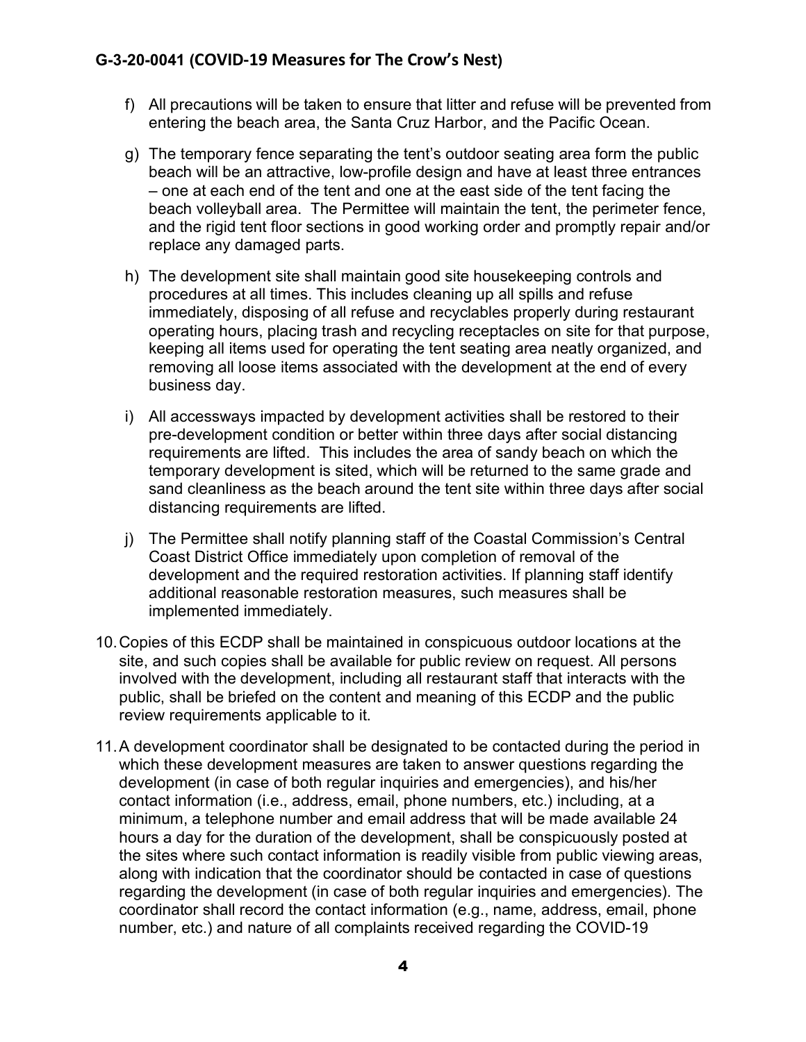f) All precautions will be taken to ensure that litter and refuse will be prevented from entering the beach area, the Santa Cruz Harbor, and the Pacific Ocean.

g) The temporary fence separating the tent's outdoor seating area form the public beach will be an attractive, low-profile design and have at least three entrances – one at each end of the tent and one at the east side of the tent facing the beach volleyball area. The Permittee will maintain the tent, the perimeter fence, and the rigid tent floor sections in good working order and promptly repair and/or replace any damaged parts.

h) The development site shall maintain good site housekeeping controls and procedures at all times. This includes cleaning up all spills and refuse immediately, disposing of all refuse and recyclables properly during restaurant operating hours, placing trash and recycling receptacles on site for that purpose, keeping all items used for operating the tent seating area neatly organized, and removing all loose items associated with the development at the end of every business day.

i) All accessways impacted by development activities shall be restored to their pre-development condition or better within three days after social distancing requirements are lifted. This includes the area of sandy beach on which the temporary development is sited, which will be returned to the same grade and sand cleanliness as the beach around the tent site within three days after social distancing requirements are lifted.

j) The Permittee shall notify planning staff of the Coastal Commission's Central Coast District Office immediately upon completion of removal of the development and the required restoration activities. If planning staff identify additional reasonable restoration measures, such measures shall be implemented immediately.

10. Copies of this ECDP shall be maintained in conspicuous outdoor locations at the site, and such copies shall be available for public review on request. All persons involved with the development, including all restaurant staff that interacts with the public, shall be briefed on the content and meaning of this ECDP and the public review requirements applicable to it.

11. A development coordinator shall be designated to be contacted during the period in which these development measures are taken to answer questions regarding the development (in case of both regular inquiries and emergencies), and his/her contact information (i.e., address, email, phone numbers, etc.) including, at a minimum, a telephone number and email address that will be made available 24 hours a day for the duration of the development, shall be conspicuously posted at the sites where such contact information is readily visible from public viewing areas, along with indication that the coordinator should be contacted in case of questions regarding the development (in case of both regular inquiries and emergencies). The coordinator shall record the contact information (e.g., name, address, email, phone number, etc.) and nature of all complaints received regarding the COVID-19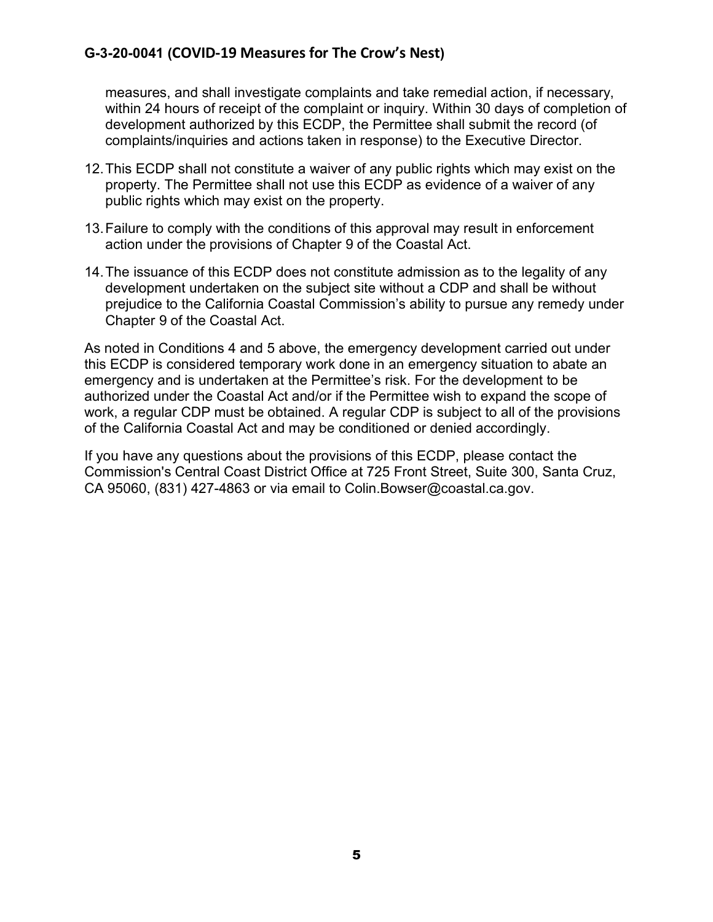measures, and shall investigate complaints and take remedial action, if necessary, within 24 hours of receipt of the complaint or inquiry. Within 30 days of completion of development authorized by this ECDP, the Permittee shall submit the record (of complaints/inquiries and actions taken in response) to the Executive Director.

12. This ECDP shall not constitute a waiver of any public rights which may exist on the property. The Permittee shall not use this ECDP as evidence of a waiver of any public rights which may exist on the property.

13. Failure to comply with the conditions of this approval may result in enforcement action under the provisions of Chapter 9 of the Coastal Act.

14. The issuance of this ECDP does not constitute admission as to the legality of any development undertaken on the subject site without a CDP and shall be without prejudice to the California Coastal Commission's ability to pursue any remedy under Chapter 9 of the Coastal Act.

As noted in Conditions 4 and 5 above, the emergency development carried out under this ECDP is considered temporary work done in an emergency situation to abate an emergency and is undertaken at the Permittee's risk. For the development to be authorized under the Coastal Act and/or if the Permittee wish to expand the scope of work, a regular CDP must be obtained. A regular CDP is subject to all of the provisions of the California Coastal Act and may be conditioned or denied accordingly.

If you have any questions about the provisions of this ECDP, please contact the Commission's Central Coast District Office at 725 Front Street, Suite 300, Santa Cruz, CA 95060, (831) 427-4863 or via email to Colin.Bowser@coastal.ca.gov.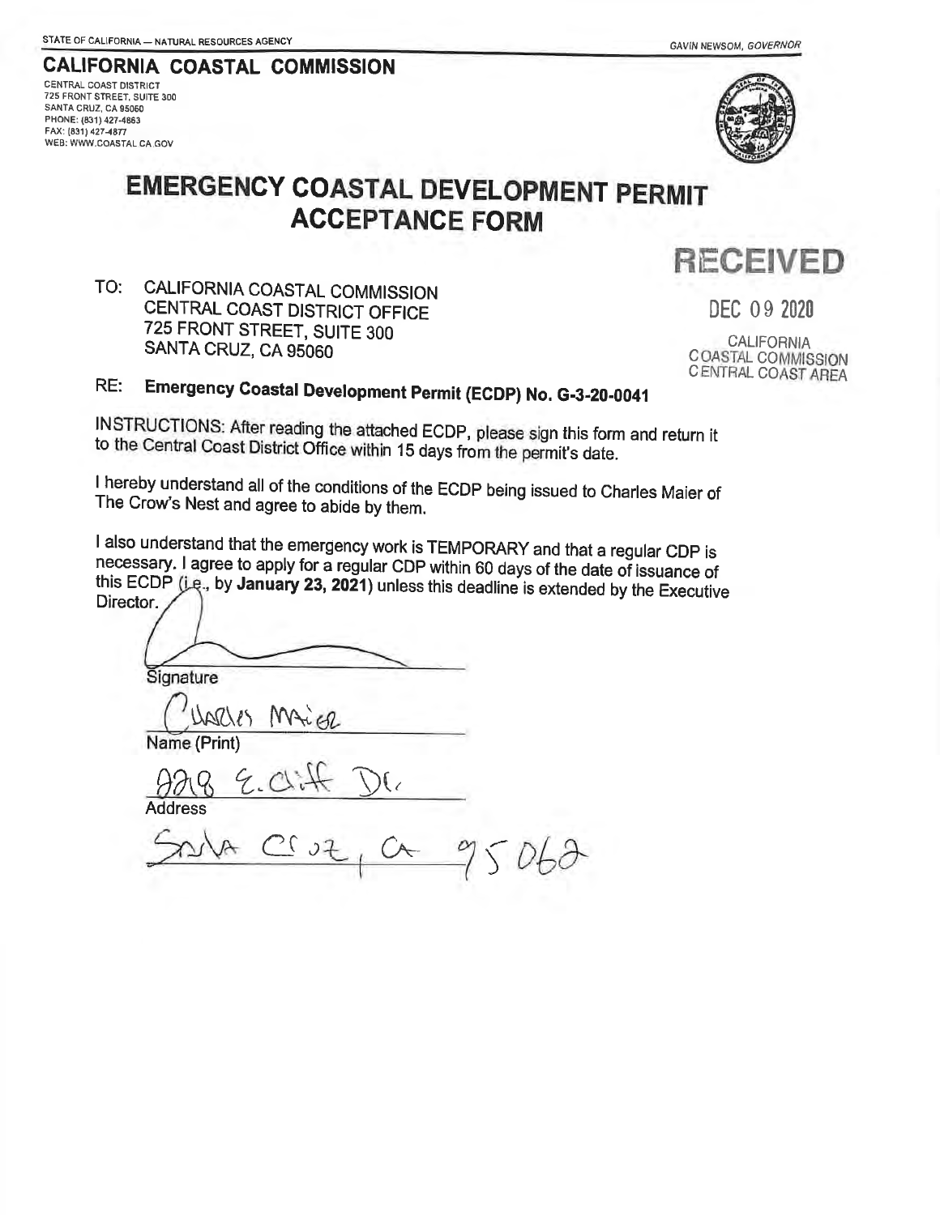STATE OF CALIFORNIA — NATURAL RESOURCES AGENCY

GAVIN NEWSOM, *GOVERNOR*

## CALIFORNIA COASTAL COMMISSION

CENTRAL COAST DISTRICT
725 FRONT STREET, SUITE 300
SANTA CRUZ, CA 95060
PHONE: (831) 427-4863
FAX: (831) 427-4877
WEB: WWW.COASTAL.CA.GOV

# EMERGENCY COASTAL DEVELOPMENT PERMIT ACCEPTANCE FORM

RECEIVED

DEC 09 2020

CALIFORNIA
COASTAL COMMISSION
CENTRAL COAST AREA

TO: CALIFORNIA COASTAL COMMISSION
CENTRAL COAST DISTRICT OFFICE
725 FRONT STREET, SUITE 300
SANTA CRUZ, CA 95060

RE: **Emergency Coastal Development Permit (ECDP) No. G-3-20-0041**

INSTRUCTIONS: After reading the attached ECDP, please sign this form and return it to the Central Coast District Office within 15 days from the permit's date.

I hereby understand all of the conditions of the ECDP being issued to Charles Maier of The Crow's Nest and agree to abide by them.

I also understand that the emergency work is TEMPORARY and that a regular CDP is necessary. I agree to apply for a regular CDP within 60 days of the date of issuance of this ECDP (i.e., by **January 23, 2021**) unless this deadline is extended by the Executive Director.

Signature

Charles Maier
Name (Print)

2218 E. Cliff Dr.
Address

Santa Cruz, CA 95062